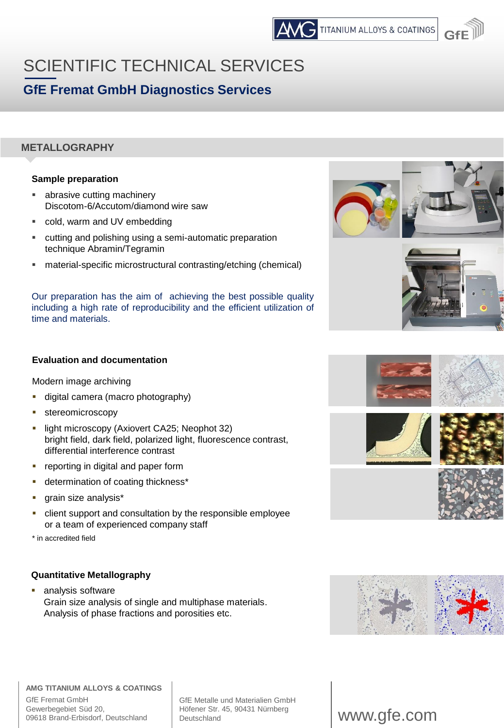# SCIENTIFIC TECHNICAL SERVICES

## GfE Fremat GmbH Diagnostics Services

## METALLOGRAPHY

### Sample preparation

- abrasive cutting machinery
  Discotom-6/Accutom/diamond wire saw
- cold, warm and UV embedding
- cutting and polishing using a semi-automatic preparation technique Abramin/Tegramin
- material-specific microstructural contrasting/etching (chemical)

Our preparation has the aim of achieving the best possible quality including a high rate of reproducibility and the efficient utilization of time and materials.

### Evaluation and documentation

Modern image archiving

- digital camera (macro photography)
- stereomicroscopy
- light microscopy (Axiovert CA25; Neophot 32)
  bright field, dark field, polarized light, fluorescence contrast, differential interference contrast
- reporting in digital and paper form
- determination of coating thickness*
- grain size analysis*
- client support and consultation by the responsible employee or a team of experienced company staff

\* in accredited field

### Quantitative Metallography

- analysis software
  Grain size analysis of single and multiphase materials.
  Analysis of phase fractions and porosities etc.

**AMG TITANIUM ALLOYS & COATINGS**
GfE Fremat GmbH
Gewerbegebiet Süd 20,
09618 Brand-Erbisdorf, Deutschland

GfE Metalle und Materialien GmbH
Höfener Str. 45, 90431 Nürnberg
Deutschland

www.gfe.com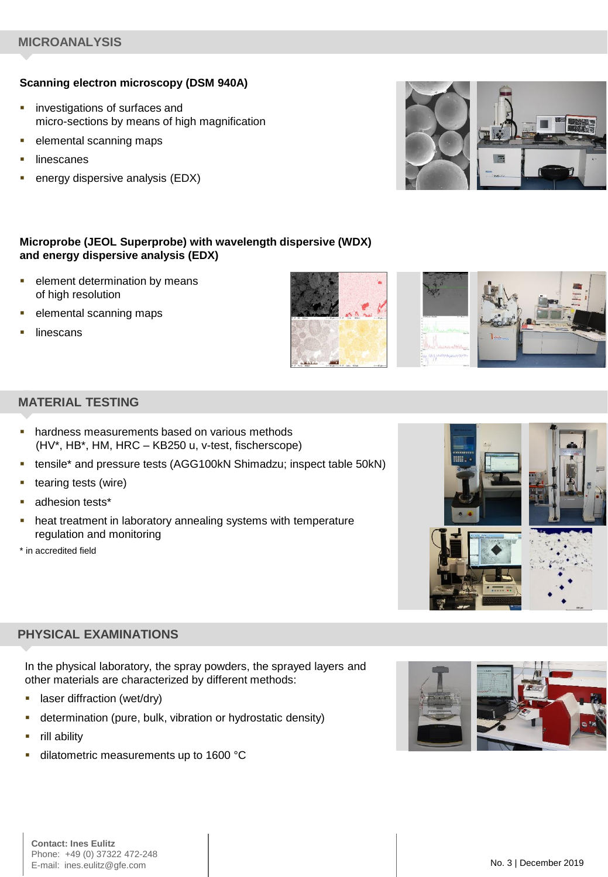## MICROANALYSIS

### Scanning electron microscopy (DSM 940A)

- investigations of surfaces and micro-sections by means of high magnification
- elemental scanning maps
- linescanes
- energy dispersive analysis (EDX)

### Microprobe (JEOL Superprobe) with wavelength dispersive (WDX) and energy dispersive analysis (EDX)

- element determination by means of high resolution
- elemental scanning maps
- linescans

## MATERIAL TESTING

- hardness measurements based on various methods (HV*, HB*, HM, HRC – KB250 u, v-test, fischerscope)
- tensile* and pressure tests (AGG100kN Shimadzu; inspect table 50kN)
- tearing tests (wire)
- adhesion tests*
- heat treatment in laboratory annealing systems with temperature regulation and monitoring

* in accredited field

## PHYSICAL EXAMINATIONS

In the physical laboratory, the spray powders, the sprayed layers and other materials are characterized by different methods:

- laser diffraction (wet/dry)
- determination (pure, bulk, vibration or hydrostatic density)
- rill ability
- dilatometric measurements up to 1600 °C

**Contact: Ines Eulitz**
Phone: +49 (0) 37322 472-248
E-mail: ines.eulitz@gfe.com

No. 3 | December 2019